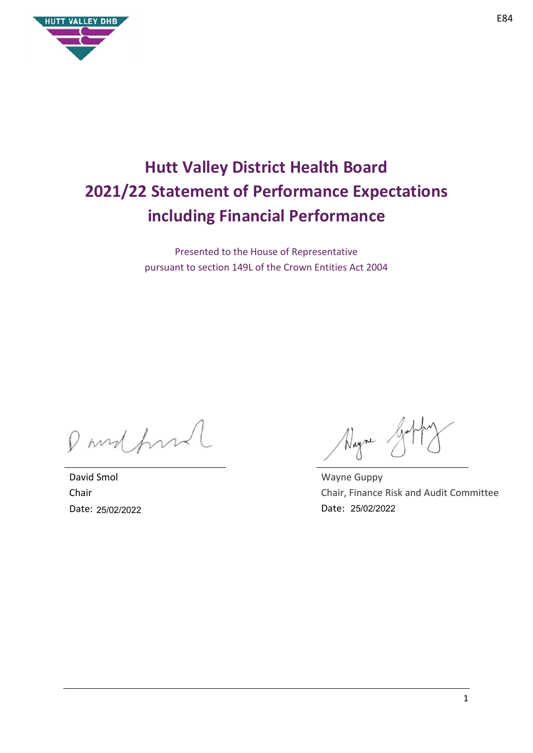E84

# Hutt Valley District Health Board 2021/22 Statement of Performance Expectations including Financial Performance

Presented to the House of Representative
pursuant to section 149L of the Crown Entities Act 2004

David Smol
Chair
Date: 25/02/2022

Wayne Guppy
Chair, Finance Risk and Audit Committee
Date: 25/02/2022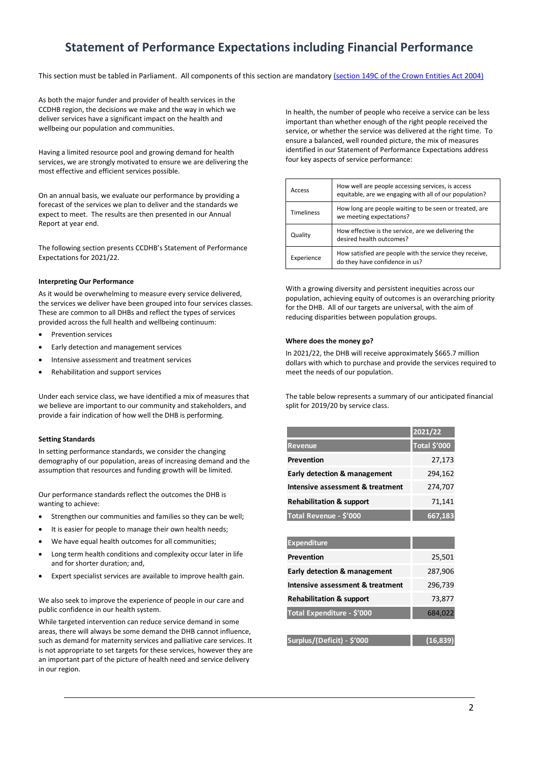# Statement of Performance Expectations including Financial Performance

This section must be tabled in Parliament. All components of this section are mandatory [(section 149C of the Crown Entities Act 2004)](#)

As both the major funder and provider of health services in the CCDHB region, the decisions we make and the way in which we deliver services have a significant impact on the health and wellbeing our population and communities.

Having a limited resource pool and growing demand for health services, we are strongly motivated to ensure we are delivering the most effective and efficient services possible.

On an annual basis, we evaluate our performance by providing a forecast of the services we plan to deliver and the standards we expect to meet. The results are then presented in our Annual Report at year end.

The following section presents CCDHB's Statement of Performance Expectations for 2021/22.

### Interpreting Our Performance

As it would be overwhelming to measure every service delivered, the services we deliver have been grouped into four services classes. These are common to all DHBs and reflect the types of services provided across the full health and wellbeing continuum:

- Prevention services
- Early detection and management services
- Intensive assessment and treatment services
- Rehabilitation and support services

Under each service class, we have identified a mix of measures that we believe are important to our community and stakeholders, and provide a fair indication of how well the DHB is performing.

### Setting Standards

In setting performance standards, we consider the changing demography of our population, areas of increasing demand and the assumption that resources and funding growth will be limited.

Our performance standards reflect the outcomes the DHB is wanting to achieve:

- Strengthen our communities and families so they can be well;
- It is easier for people to manage their own health needs;
- We have equal health outcomes for all communities;
- Long term health conditions and complexity occur later in life and for shorter duration; and,
- Expert specialist services are available to improve health gain.

We also seek to improve the experience of people in our care and public confidence in our health system.

While targeted intervention can reduce service demand in some areas, there will always be some demand the DHB cannot influence, such as demand for maternity services and palliative care services. It is not appropriate to set targets for these services, however they are an important part of the picture of health need and service delivery in our region.

In health, the number of people who receive a service can be less important than whether enough of the right people received the service, or whether the service was delivered at the right time. To ensure a balanced, well rounded picture, the mix of measures identified in our Statement of Performance Expectations address four key aspects of service performance:

| | |
|---|---|
| Access | How well are people accessing services, is access equitable, are we engaging with all of our population? |
| Timeliness | How long are people waiting to be seen or treated, are we meeting expectations? |
| Quality | How effective is the service, are we delivering the desired health outcomes? |
| Experience | How satisfied are people with the service they receive, do they have confidence in us? |

With a growing diversity and persistent inequities across our population, achieving equity of outcomes is an overarching priority for the DHB. All of our targets are universal, with the aim of reducing disparities between population groups.

### Where does the money go?

In 2021/22, the DHB will receive approximately $665.7 million dollars with which to purchase and provide the services required to meet the needs of our population.

The table below represents a summary of our anticipated financial split for 2019/20 by service class.

| | 2021/22 |
|---|---|
| **Revenue** | **Total $'000** |
| **Prevention** | 27,173 |
| **Early detection & management** | 294,162 |
| **Intensive assessment & treatment** | 274,707 |
| **Rehabilitation & support** | 71,141 |
| **Total Revenue - $'000** | **667,183** |
| | |
| **Expenditure** | |
| **Prevention** | 25,501 |
| **Early detection & management** | 287,906 |
| **Intensive assessment & treatment** | 296,739 |
| **Rehabilitation & support** | 73,877 |
| **Total Expenditure - $'000** | 684,022 |
| | |
| **Surplus/(Deficit) - $'000** | **(16,839)** |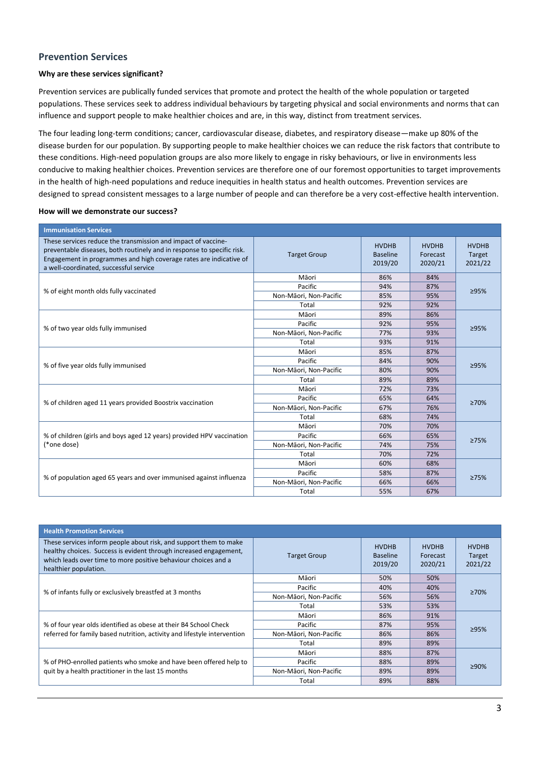## Prevention Services

**Why are these services significant?**

Prevention services are publically funded services that promote and protect the health of the whole population or targeted populations. These services seek to address individual behaviours by targeting physical and social environments and norms that can influence and support people to make healthier choices and are, in this way, distinct from treatment services.

The four leading long-term conditions; cancer, cardiovascular disease, diabetes, and respiratory disease—make up 80% of the disease burden for our population. By supporting people to make healthier choices we can reduce the risk factors that contribute to these conditions. High-need population groups are also more likely to engage in risky behaviours, or live in environments less conducive to making healthier choices. Prevention services are therefore one of our foremost opportunities to target improvements in the health of high-need populations and reduce inequities in health status and health outcomes. Prevention services are designed to spread consistent messages to a large number of people and can therefore be a very cost-effective health intervention.

**How will we demonstrate our success?**

| Immunisation Services | | | | |
|---|---|---|---|---|
| These services reduce the transmission and impact of vaccine-preventable diseases, both routinely and in response to specific risk. Engagement in programmes and high coverage rates are indicative of a well-coordinated, successful service | Target Group | HVDHB Baseline 2019/20 | HVDHB Forecast 2020/21 | HVDHB Target 2021/22 |
| % of eight month olds fully vaccinated | Māori | 86% | 84% | ≥95% |
| | Pacific | 94% | 87% | |
| | Non-Māori, Non-Pacific | 85% | 95% | |
| | Total | 92% | 92% | |
| % of two year olds fully immunised | Māori | 89% | 86% | ≥95% |
| | Pacific | 92% | 95% | |
| | Non-Māori, Non-Pacific | 77% | 93% | |
| | Total | 93% | 91% | |
| % of five year olds fully immunised | Māori | 85% | 87% | ≥95% |
| | Pacific | 84% | 90% | |
| | Non-Māori, Non-Pacific | 80% | 90% | |
| | Total | 89% | 89% | |
| % of children aged 11 years provided Boostrix vaccination | Māori | 72% | 73% | ≥70% |
| | Pacific | 65% | 64% | |
| | Non-Māori, Non-Pacific | 67% | 76% | |
| | Total | 68% | 74% | |
| % of children (girls and boys aged 12 years) provided HPV vaccination (*one dose) | Māori | 70% | 70% | ≥75% |
| | Pacific | 66% | 65% | |
| | Non-Māori, Non-Pacific | 74% | 75% | |
| | Total | 70% | 72% | |
| % of population aged 65 years and over immunised against influenza | Māori | 60% | 68% | ≥75% |
| | Pacific | 58% | 87% | |
| | Non-Māori, Non-Pacific | 66% | 66% | |
| | Total | 55% | 67% | |

| Health Promotion Services | | | | |
|---|---|---|---|---|
| These services inform people about risk, and support them to make healthy choices. Success is evident through increased engagement, which leads over time to more positive behaviour choices and a healthier population. | Target Group | HVDHB Baseline 2019/20 | HVDHB Forecast 2020/21 | HVDHB Target 2021/22 |
| % of infants fully or exclusively breastfed at 3 months | Māori | 50% | 50% | ≥70% |
| | Pacific | 40% | 40% | |
| | Non-Māori, Non-Pacific | 56% | 56% | |
| | Total | 53% | 53% | |
| % of four year olds identified as obese at their B4 School Check referred for family based nutrition, activity and lifestyle intervention | Māori | 86% | 91% | ≥95% |
| | Pacific | 87% | 95% | |
| | Non-Māori, Non-Pacific | 86% | 86% | |
| | Total | 89% | 89% | |
| % of PHO-enrolled patients who smoke and have been offered help to quit by a health practitioner in the last 15 months | Māori | 88% | 87% | ≥90% |
| | Pacific | 88% | 89% | |
| | Non-Māori, Non-Pacific | 89% | 89% | |
| | Total | 89% | 88% | |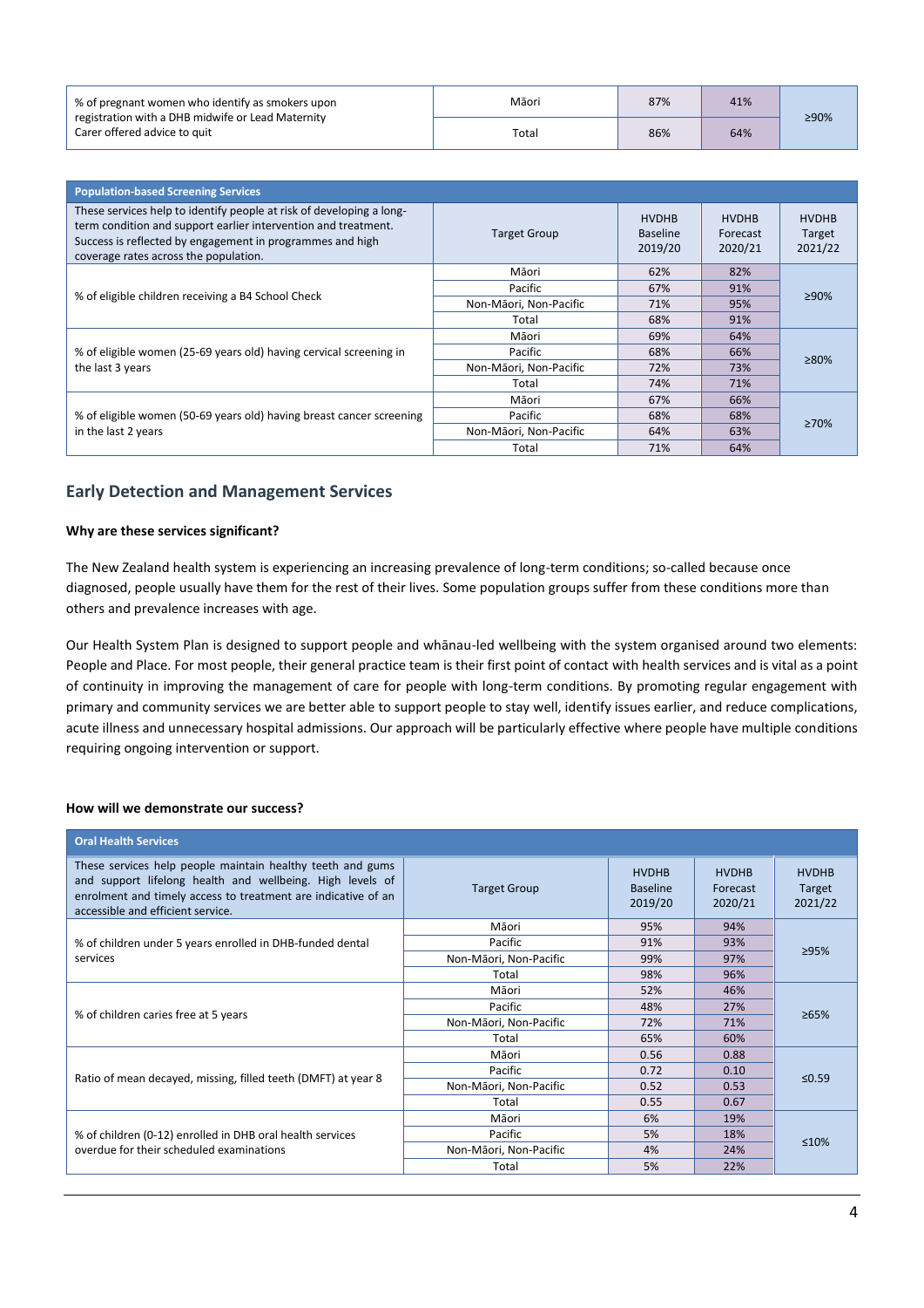| | | | | |
|---|---|---|---|---|
| % of pregnant women who identify as smokers upon registration with a DHB midwife or Lead Maternity Carer offered advice to quit | Māori | 87% | 41% | ≥90% |
| | Total | 86% | 64% | |

| Population-based Screening Services | | | | |
|---|---|---|---|---|
| These services help to identify people at risk of developing a long-term condition and support earlier intervention and treatment. Success is reflected by engagement in programmes and high coverage rates across the population. | Target Group | HVDHB Baseline 2019/20 | HVDHB Forecast 2020/21 | HVDHB Target 2021/22 |
| % of eligible children receiving a B4 School Check | Māori | 62% | 82% | ≥90% |
| | Pacific | 67% | 91% | |
| | Non-Māori, Non-Pacific | 71% | 95% | |
| | Total | 68% | 91% | |
| % of eligible women (25-69 years old) having cervical screening in the last 3 years | Māori | 69% | 64% | ≥80% |
| | Pacific | 68% | 66% | |
| | Non-Māori, Non-Pacific | 72% | 73% | |
| | Total | 74% | 71% | |
| % of eligible women (50-69 years old) having breast cancer screening in the last 2 years | Māori | 67% | 66% | ≥70% |
| | Pacific | 68% | 68% | |
| | Non-Māori, Non-Pacific | 64% | 63% | |
| | Total | 71% | 64% | |

## Early Detection and Management Services

**Why are these services significant?**

The New Zealand health system is experiencing an increasing prevalence of long-term conditions; so-called because once diagnosed, people usually have them for the rest of their lives. Some population groups suffer from these conditions more than others and prevalence increases with age.

Our Health System Plan is designed to support people and whānau-led wellbeing with the system organised around two elements: People and Place. For most people, their general practice team is their first point of contact with health services and is vital as a point of continuity in improving the management of care for people with long-term conditions. By promoting regular engagement with primary and community services we are better able to support people to stay well, identify issues earlier, and reduce complications, acute illness and unnecessary hospital admissions. Our approach will be particularly effective where people have multiple conditions requiring ongoing intervention or support.

**How will we demonstrate our success?**

| Oral Health Services | | | | |
|---|---|---|---|---|
| These services help people maintain healthy teeth and gums and support lifelong health and wellbeing. High levels of enrolment and timely access to treatment are indicative of an accessible and efficient service. | Target Group | HVDHB Baseline 2019/20 | HVDHB Forecast 2020/21 | HVDHB Target 2021/22 |
| % of children under 5 years enrolled in DHB-funded dental services | Māori | 95% | 94% | ≥95% |
| | Pacific | 91% | 93% | |
| | Non-Māori, Non-Pacific | 99% | 97% | |
| | Total | 98% | 96% | |
| % of children caries free at 5 years | Māori | 52% | 46% | ≥65% |
| | Pacific | 48% | 27% | |
| | Non-Māori, Non-Pacific | 72% | 71% | |
| | Total | 65% | 60% | |
| Ratio of mean decayed, missing, filled teeth (DMFT) at year 8 | Māori | 0.56 | 0.88 | ≤0.59 |
| | Pacific | 0.72 | 0.10 | |
| | Non-Māori, Non-Pacific | 0.52 | 0.53 | |
| | Total | 0.55 | 0.67 | |
| % of children (0-12) enrolled in DHB oral health services overdue for their scheduled examinations | Māori | 6% | 19% | ≤10% |
| | Pacific | 5% | 18% | |
| | Non-Māori, Non-Pacific | 4% | 24% | |
| | Total | 5% | 22% | |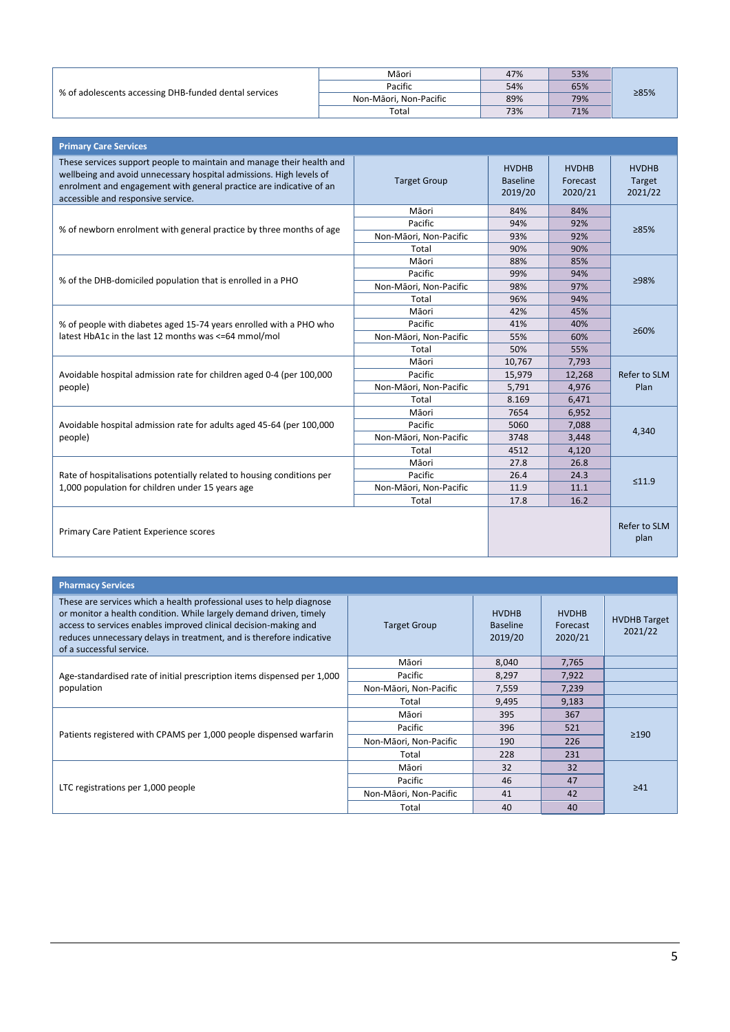| % of adolescents accessing DHB-funded dental services | Target Group | Baseline | Forecast | Target |
|---|---|---|---|---|
| | Māori | 47% | 53% | ≥85% |
| | Pacific | 54% | 65% | |
| | Non-Māori, Non-Pacific | 89% | 79% | |
| | Total | 73% | 71% | |

| **Primary Care Services** | | | | |
|---|---|---|---|---|
| These services support people to maintain and manage their health and wellbeing and avoid unnecessary hospital admissions. High levels of enrolment and engagement with general practice are indicative of an accessible and responsive service. | Target Group | HVDHB Baseline 2019/20 | HVDHB Forecast 2020/21 | HVDHB Target 2021/22 |
| % of newborn enrolment with general practice by three months of age | Māori | 84% | 84% | ≥85% |
| | Pacific | 94% | 92% | |
| | Non-Māori, Non-Pacific | 93% | 92% | |
| | Total | 90% | 90% | |
| % of the DHB-domiciled population that is enrolled in a PHO | Māori | 88% | 85% | ≥98% |
| | Pacific | 99% | 94% | |
| | Non-Māori, Non-Pacific | 98% | 97% | |
| | Total | 96% | 94% | |
| % of people with diabetes aged 15-74 years enrolled with a PHO who latest HbA1c in the last 12 months was <=64 mmol/mol | Māori | 42% | 45% | ≥60% |
| | Pacific | 41% | 40% | |
| | Non-Māori, Non-Pacific | 55% | 60% | |
| | Total | 50% | 55% | |
| Avoidable hospital admission rate for children aged 0-4 (per 100,000 people) | Māori | 10,767 | 7,793 | Refer to SLM Plan |
| | Pacific | 15,979 | 12,268 | |
| | Non-Māori, Non-Pacific | 5,791 | 4,976 | |
| | Total | 8.169 | 6,471 | |
| Avoidable hospital admission rate for adults aged 45-64 (per 100,000 people) | Māori | 7654 | 6,952 | 4,340 |
| | Pacific | 5060 | 7,088 | |
| | Non-Māori, Non-Pacific | 3748 | 3,448 | |
| | Total | 4512 | 4,120 | |
| Rate of hospitalisations potentially related to housing conditions per 1,000 population for children under 15 years age | Māori | 27.8 | 26.8 | ≤11.9 |
| | Pacific | 26.4 | 24.3 | |
| | Non-Māori, Non-Pacific | 11.9 | 11.1 | |
| | Total | 17.8 | 16.2 | |
| Primary Care Patient Experience scores | | | | Refer to SLM plan |

| **Pharmacy Services** | | | | |
|---|---|---|---|---|
| These are services which a health professional uses to help diagnose or monitor a health condition. While largely demand driven, timely access to services enables improved clinical decision-making and reduces unnecessary delays in treatment, and is therefore indicative of a successful service. | Target Group | HVDHB Baseline 2019/20 | HVDHB Forecast 2020/21 | HVDHB Target 2021/22 |
| Age-standardised rate of initial prescription items dispensed per 1,000 population | Māori | 8,040 | 7,765 | |
| | Pacific | 8,297 | 7,922 | |
| | Non-Māori, Non-Pacific | 7,559 | 7,239 | |
| | Total | 9,495 | 9,183 | |
| Patients registered with CPAMS per 1,000 people dispensed warfarin | Māori | 395 | 367 | ≥190 |
| | Pacific | 396 | 521 | |
| | Non-Māori, Non-Pacific | 190 | 226 | |
| | Total | 228 | 231 | |
| LTC registrations per 1,000 people | Māori | 32 | 32 | ≥41 |
| | Pacific | 46 | 47 | |
| | Non-Māori, Non-Pacific | 41 | 42 | |
| | Total | 40 | 40 | |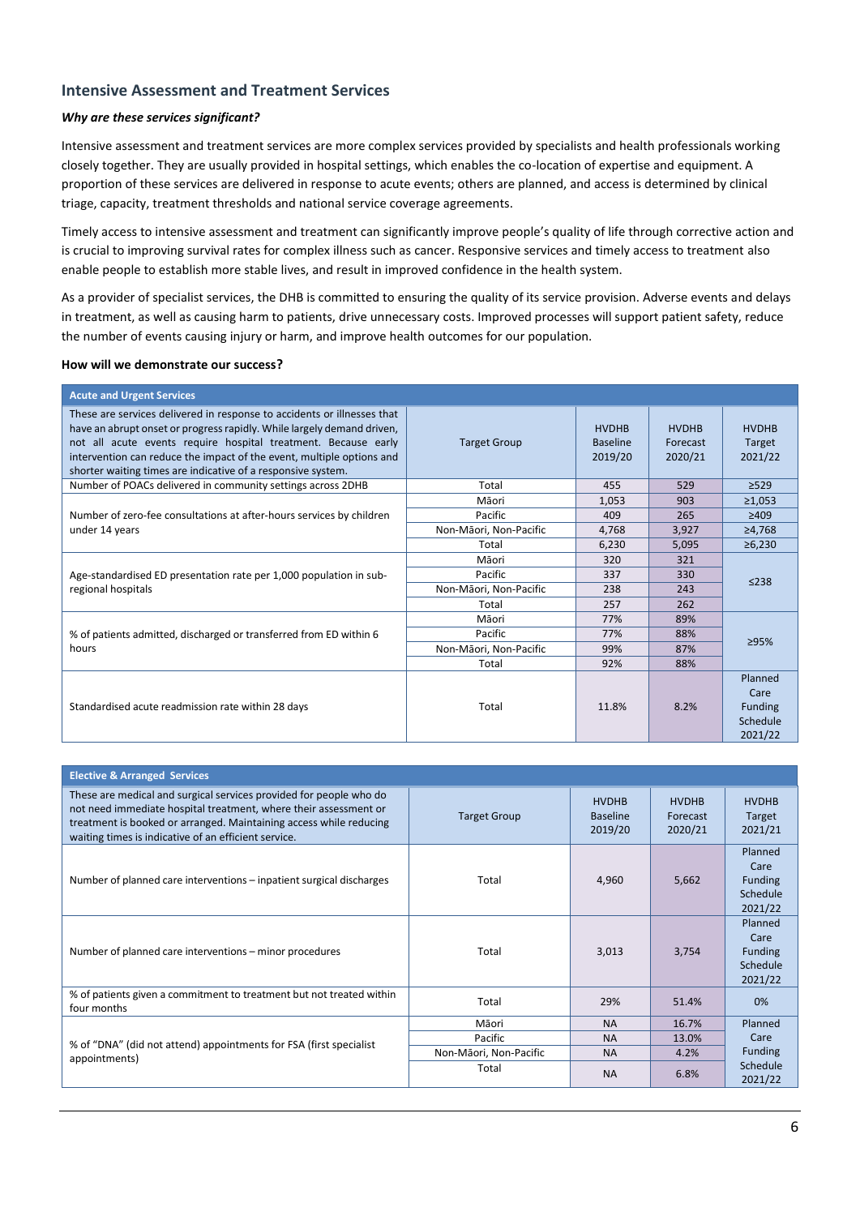## Intensive Assessment and Treatment Services

***Why are these services significant?***

Intensive assessment and treatment services are more complex services provided by specialists and health professionals working closely together. They are usually provided in hospital settings, which enables the co-location of expertise and equipment. A proportion of these services are delivered in response to acute events; others are planned, and access is determined by clinical triage, capacity, treatment thresholds and national service coverage agreements.

Timely access to intensive assessment and treatment can significantly improve people's quality of life through corrective action and is crucial to improving survival rates for complex illness such as cancer. Responsive services and timely access to treatment also enable people to establish more stable lives, and result in improved confidence in the health system.

As a provider of specialist services, the DHB is committed to ensuring the quality of its service provision. Adverse events and delays in treatment, as well as causing harm to patients, drive unnecessary costs. Improved processes will support patient safety, reduce the number of events causing injury or harm, and improve health outcomes for our population.

**How will we demonstrate our success?**

| Acute and Urgent Services | | | | |
|---|---|---|---|---|
| These are services delivered in response to accidents or illnesses that have an abrupt onset or progress rapidly. While largely demand driven, not all acute events require hospital treatment. Because early intervention can reduce the impact of the event, multiple options and shorter waiting times are indicative of a responsive system. | Target Group | HVDHB Baseline 2019/20 | HVDHB Forecast 2020/21 | HVDHB Target 2021/22 |
| Number of POACs delivered in community settings across 2DHB | Total | 455 | 529 | ≥529 |
| Number of zero-fee consultations at after-hours services by children under 14 years | Māori | 1,053 | 903 | ≥1,053 |
| | Pacific | 409 | 265 | ≥409 |
| | Non-Māori, Non-Pacific | 4,768 | 3,927 | ≥4,768 |
| | Total | 6,230 | 5,095 | ≥6,230 |
| Age-standardised ED presentation rate per 1,000 population in sub-regional hospitals | Māori | 320 | 321 | ≤238 |
| | Pacific | 337 | 330 | |
| | Non-Māori, Non-Pacific | 238 | 243 | |
| | Total | 257 | 262 | |
| % of patients admitted, discharged or transferred from ED within 6 hours | Māori | 77% | 89% | ≥95% |
| | Pacific | 77% | 88% | |
| | Non-Māori, Non-Pacific | 99% | 87% | |
| | Total | 92% | 88% | |
| Standardised acute readmission rate within 28 days | Total | 11.8% | 8.2% | Planned Care Funding Schedule 2021/22 |

| Elective & Arranged Services | | | | |
|---|---|---|---|---|
| These are medical and surgical services provided for people who do not need immediate hospital treatment, where their assessment or treatment is booked or arranged. Maintaining access while reducing waiting times is indicative of an efficient service. | Target Group | HVDHB Baseline 2019/20 | HVDHB Forecast 2020/21 | HVDHB Target 2021/21 |
| Number of planned care interventions – inpatient surgical discharges | Total | 4,960 | 5,662 | Planned Care Funding Schedule 2021/22 |
| Number of planned care interventions – minor procedures | Total | 3,013 | 3,754 | Planned Care Funding Schedule 2021/22 |
| % of patients given a commitment to treatment but not treated within four months | Total | 29% | 51.4% | 0% |
| % of "DNA" (did not attend) appointments for FSA (first specialist appointments) | Māori | NA | 16.7% | Planned Care Funding Schedule 2021/22 |
| | Pacific | NA | 13.0% | |
| | Non-Māori, Non-Pacific | NA | 4.2% | |
| | Total | NA | 6.8% | |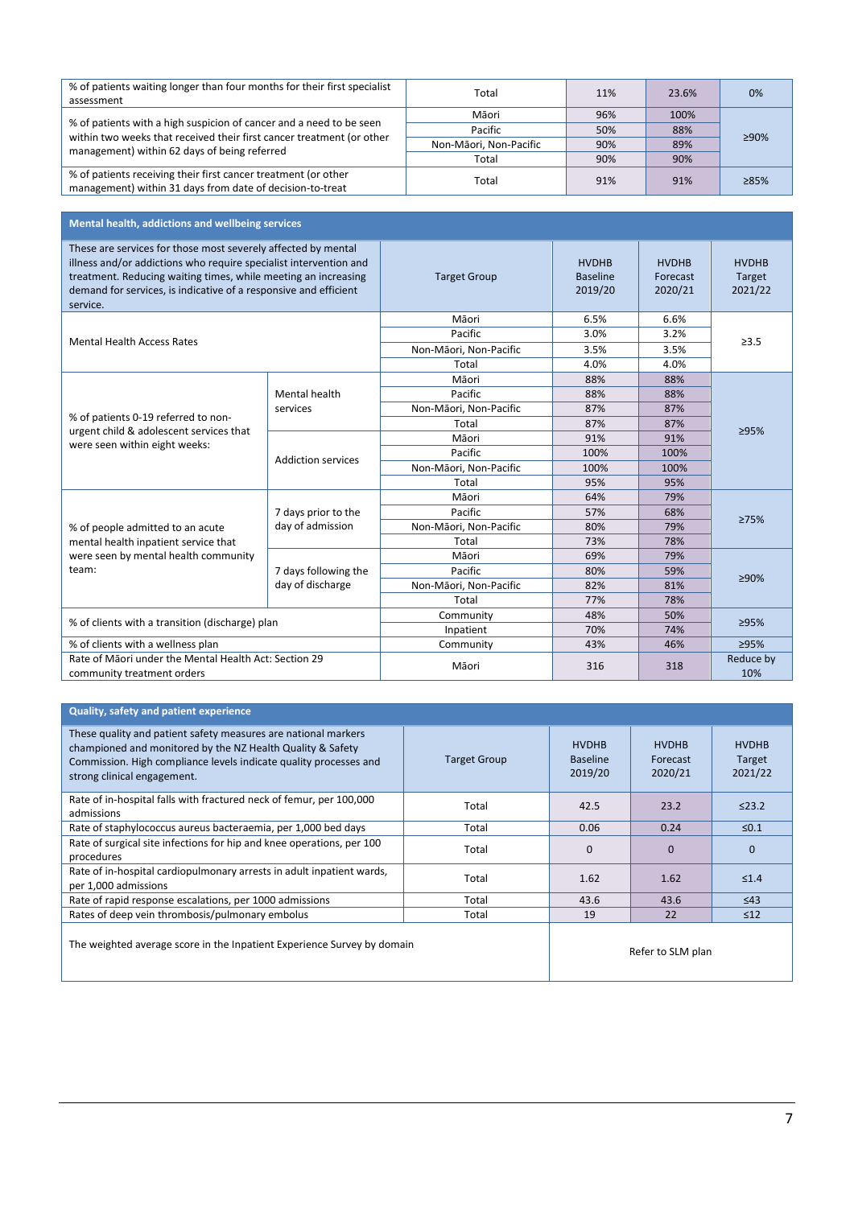| | Target Group | HVDHB Baseline 2019/20 | HVDHB Forecast 2020/21 | HVDHB Target 2021/22 |
|---|---|---|---|---|
| % of patients waiting longer than four months for their first specialist assessment | Total | 11% | 23.6% | 0% |
| % of patients with a high suspicion of cancer and a need to be seen within two weeks that received their first cancer treatment (or other management) within 62 days of being referred | Māori | 96% | 100% | ≥90% |
| | Pacific | 50% | 88% | |
| | Non-Māori, Non-Pacific | 90% | 89% | |
| | Total | 90% | 90% | |
| % of patients receiving their first cancer treatment (or other management) within 31 days from date of decision-to-treat | Total | 91% | 91% | ≥85% |

## Mental health, addictions and wellbeing services

| These are services for those most severely affected by mental illness and/or addictions who require specialist intervention and treatment. Reducing waiting times, while meeting an increasing demand for services, is indicative of a responsive and efficient service. | | Target Group | HVDHB Baseline 2019/20 | HVDHB Forecast 2020/21 | HVDHB Target 2021/22 |
|---|---|---|---|---|---|
| Mental Health Access Rates | | Māori | 6.5% | 6.6% | ≥3.5 |
| | | Pacific | 3.0% | 3.2% | |
| | | Non-Māori, Non-Pacific | 3.5% | 3.5% | |
| | | Total | 4.0% | 4.0% | |
| % of patients 0-19 referred to non-urgent child & adolescent services that were seen within eight weeks: | Mental health services | Māori | 88% | 88% | ≥95% |
| | | Pacific | 88% | 88% | |
| | | Non-Māori, Non-Pacific | 87% | 87% | |
| | | Total | 87% | 87% | |
| | Addiction services | Māori | 91% | 91% | |
| | | Pacific | 100% | 100% | |
| | | Non-Māori, Non-Pacific | 100% | 100% | |
| | | Total | 95% | 95% | |
| % of people admitted to an acute mental health inpatient service that were seen by mental health community team: | 7 days prior to the day of admission | Māori | 64% | 79% | ≥75% |
| | | Pacific | 57% | 68% | |
| | | Non-Māori, Non-Pacific | 80% | 79% | |
| | | Total | 73% | 78% | |
| | 7 days following the day of discharge | Māori | 69% | 79% | ≥90% |
| | | Pacific | 80% | 59% | |
| | | Non-Māori, Non-Pacific | 82% | 81% | |
| | | Total | 77% | 78% | |
| % of clients with a transition (discharge) plan | | Community | 48% | 50% | ≥95% |
| | | Inpatient | 70% | 74% | |
| % of clients with a wellness plan | | Community | 43% | 46% | ≥95% |
| Rate of Māori under the Mental Health Act: Section 29 community treatment orders | | Māori | 316 | 318 | Reduce by 10% |

## Quality, safety and patient experience

| These quality and patient safety measures are national markers championed and monitored by the NZ Health Quality & Safety Commission. High compliance levels indicate quality processes and strong clinical engagement. | Target Group | HVDHB Baseline 2019/20 | HVDHB Forecast 2020/21 | HVDHB Target 2021/22 |
|---|---|---|---|---|
| Rate of in-hospital falls with fractured neck of femur, per 100,000 admissions | Total | 42.5 | 23.2 | ≤23.2 |
| Rate of staphylococcus aureus bacteraemia, per 1,000 bed days | Total | 0.06 | 0.24 | ≤0.1 |
| Rate of surgical site infections for hip and knee operations, per 100 procedures | Total | 0 | 0 | 0 |
| Rate of in-hospital cardiopulmonary arrests in adult inpatient wards, per 1,000 admissions | Total | 1.62 | 1.62 | ≤1.4 |
| Rate of rapid response escalations, per 1000 admissions | Total | 43.6 | 43.6 | ≤43 |
| Rates of deep vein thrombosis/pulmonary embolus | Total | 19 | 22 | ≤12 |
| The weighted average score in the Inpatient Experience Survey by domain | | Refer to SLM plan | | |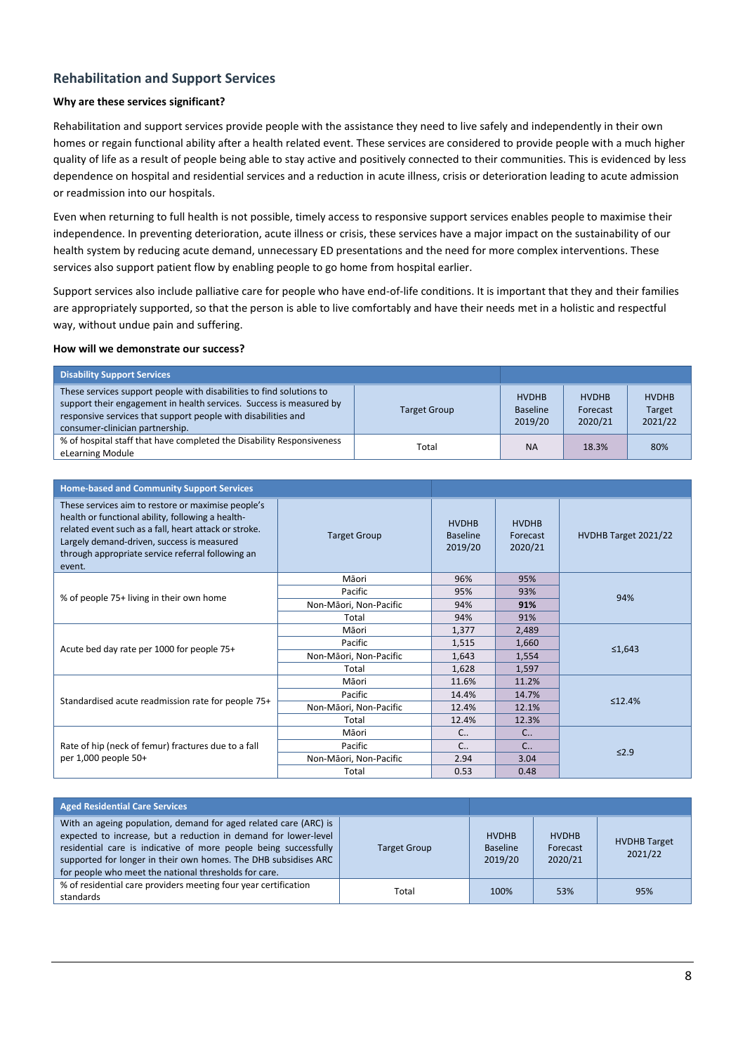## Rehabilitation and Support Services

**Why are these services significant?**

Rehabilitation and support services provide people with the assistance they need to live safely and independently in their own homes or regain functional ability after a health related event. These services are considered to provide people with a much higher quality of life as a result of people being able to stay active and positively connected to their communities. This is evidenced by less dependence on hospital and residential services and a reduction in acute illness, crisis or deterioration leading to acute admission or readmission into our hospitals.

Even when returning to full health is not possible, timely access to responsive support services enables people to maximise their independence. In preventing deterioration, acute illness or crisis, these services have a major impact on the sustainability of our health system by reducing acute demand, unnecessary ED presentations and the need for more complex interventions. These services also support patient flow by enabling people to go home from hospital earlier.

Support services also include palliative care for people who have end-of-life conditions. It is important that they and their families are appropriately supported, so that the person is able to live comfortably and have their needs met in a holistic and respectful way, without undue pain and suffering.

**How will we demonstrate our success?**

| **Disability Support Services** | | | | |
|---|---|---|---|---|
| These services support people with disabilities to find solutions to support their engagement in health services. Success is measured by responsive services that support people with disabilities and consumer-clinician partnership. | Target Group | HVDHB Baseline 2019/20 | HVDHB Forecast 2020/21 | HVDHB Target 2021/22 |
| % of hospital staff that have completed the Disability Responsiveness eLearning Module | Total | NA | 18.3% | 80% |

| **Home-based and Community Support Services** | | | | |
|---|---|---|---|---|
| These services aim to restore or maximise people's health or functional ability, following a health-related event such as a fall, heart attack or stroke. Largely demand-driven, success is measured through appropriate service referral following an event. | Target Group | HVDHB Baseline 2019/20 | HVDHB Forecast 2020/21 | HVDHB Target 2021/22 |
| % of people 75+ living in their own home | Māori | 96% | 95% | 94% |
| | Pacific | 95% | 93% | |
| | Non-Māori, Non-Pacific | 94% | **91%** | |
| | Total | 94% | 91% | |
| Acute bed day rate per 1000 for people 75+ | Māori | 1,377 | 2,489 | ≤1,643 |
| | Pacific | 1,515 | 1,660 | |
| | Non-Māori, Non-Pacific | 1,643 | 1,554 | |
| | Total | 1,628 | 1,597 | |
| Standardised acute readmission rate for people 75+ | Māori | 11.6% | 11.2% | ≤12.4% |
| | Pacific | 14.4% | 14.7% | |
| | Non-Māori, Non-Pacific | 12.4% | 12.1% | |
| | Total | 12.4% | 12.3% | |
| Rate of hip (neck of femur) fractures due to a fall per 1,000 people 50+ | Māori | C.. | C.. | ≤2.9 |
| | Pacific | C.. | C.. | |
| | Non-Māori, Non-Pacific | 2.94 | 3.04 | |
| | Total | 0.53 | 0.48 | |

| **Aged Residential Care Services** | | | | |
|---|---|---|---|---|
| With an ageing population, demand for aged related care (ARC) is expected to increase, but a reduction in demand for lower-level residential care is indicative of more people being successfully supported for longer in their own homes. The DHB subsidises ARC for people who meet the national thresholds for care. | Target Group | HVDHB Baseline 2019/20 | HVDHB Forecast 2020/21 | HVDHB Target 2021/22 |
| % of residential care providers meeting four year certification standards | Total | 100% | 53% | 95% |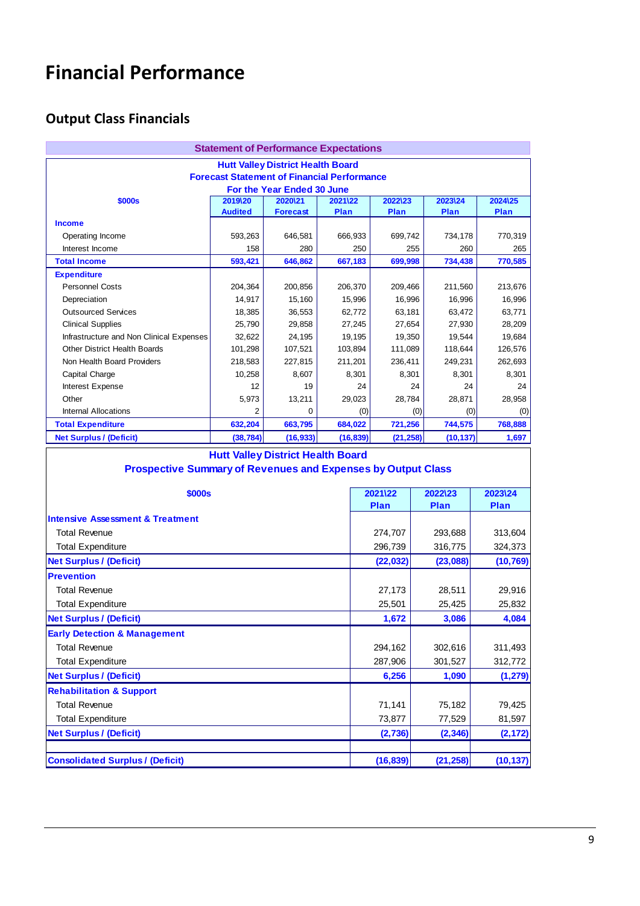# Financial Performance

## Output Class Financials

**Statement of Performance Expectations**

**Hutt Valley District Health Board**
**Forecast Statement of Financial Performance**
**For the Year Ended 30 June**

| $000s | 2019\20 Audited | 2020\21 Forecast | 2021\22 Plan | 2022\23 Plan | 2023\24 Plan | 2024\25 Plan |
|---|---|---|---|---|---|---|
| **Income** | | | | | | |
| Operating Income | 593,263 | 646,581 | 666,933 | 699,742 | 734,178 | 770,319 |
| Interest Income | 158 | 280 | 250 | 255 | 260 | 265 |
| **Total Income** | **593,421** | **646,862** | **667,183** | **699,998** | **734,438** | **770,585** |
| **Expenditure** | | | | | | |
| Personnel Costs | 204,364 | 200,856 | 206,370 | 209,466 | 211,560 | 213,676 |
| Depreciation | 14,917 | 15,160 | 15,996 | 16,996 | 16,996 | 16,996 |
| Outsourced Services | 18,385 | 36,553 | 62,772 | 63,181 | 63,472 | 63,771 |
| Clinical Supplies | 25,790 | 29,858 | 27,245 | 27,654 | 27,930 | 28,209 |
| Infrastructure and Non Clinical Expenses | 32,622 | 24,195 | 19,195 | 19,350 | 19,544 | 19,684 |
| Other District Health Boards | 101,298 | 107,521 | 103,894 | 111,089 | 118,644 | 126,576 |
| Non Health Board Providers | 218,583 | 227,815 | 211,201 | 236,411 | 249,231 | 262,693 |
| Capital Charge | 10,258 | 8,607 | 8,301 | 8,301 | 8,301 | 8,301 |
| Interest Expense | 12 | 19 | 24 | 24 | 24 | 24 |
| Other | 5,973 | 13,211 | 29,023 | 28,784 | 28,871 | 28,958 |
| Internal Allocations | 2 | 0 | (0) | (0) | (0) | (0) |
| **Total Expenditure** | **632,204** | **663,795** | **684,022** | **721,256** | **744,575** | **768,888** |
| **Net Surplus / (Deficit)** | **(38,784)** | **(16,933)** | **(16,839)** | **(21,258)** | **(10,137)** | **1,697** |

**Hutt Valley District Health Board**
**Prospective Summary of Revenues and Expenses by Output Class**

| $000s | 2021\22 Plan | 2022\23 Plan | 2023\24 Plan |
|---|---|---|---|
| **Intensive Assessment & Treatment** | | | |
| Total Revenue | 274,707 | 293,688 | 313,604 |
| Total Expenditure | 296,739 | 316,775 | 324,373 |
| **Net Surplus / (Deficit)** | **(22,032)** | **(23,088)** | **(10,769)** |
| **Prevention** | | | |
| Total Revenue | 27,173 | 28,511 | 29,916 |
| Total Expenditure | 25,501 | 25,425 | 25,832 |
| **Net Surplus / (Deficit)** | **1,672** | **3,086** | **4,084** |
| **Early Detection & Management** | | | |
| Total Revenue | 294,162 | 302,616 | 311,493 |
| Total Expenditure | 287,906 | 301,527 | 312,772 |
| **Net Surplus / (Deficit)** | **6,256** | **1,090** | **(1,279)** |
| **Rehabilitation & Support** | | | |
| Total Revenue | 71,141 | 75,182 | 79,425 |
| Total Expenditure | 73,877 | 77,529 | 81,597 |
| **Net Surplus / (Deficit)** | **(2,736)** | **(2,346)** | **(2,172)** |
| | | | |
| **Consolidated Surplus / (Deficit)** | **(16,839)** | **(21,258)** | **(10,137)** |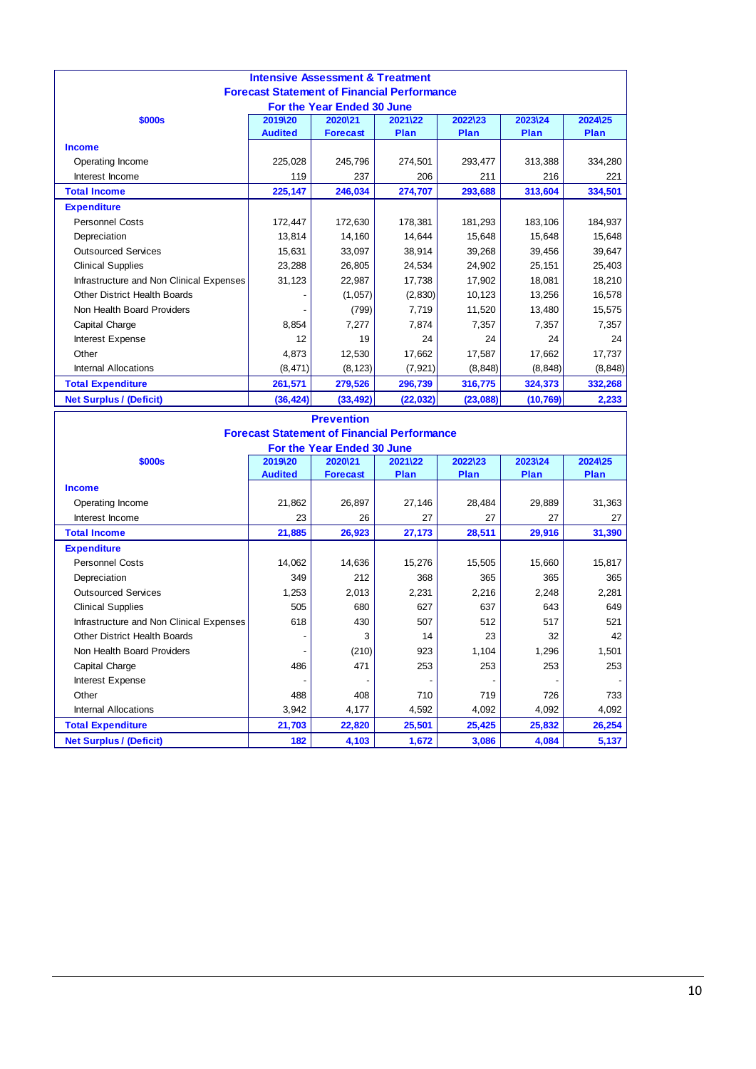## Intensive Assessment & Treatment

### Forecast Statement of Financial Performance

### For the Year Ended 30 June

| $000s | 2019\20 Audited | 2020\21 Forecast | 2021\22 Plan | 2022\23 Plan | 2023\24 Plan | 2024\25 Plan |
|---|---|---|---|---|---|---|
| **Income** | | | | | | |
| Operating Income | 225,028 | 245,796 | 274,501 | 293,477 | 313,388 | 334,280 |
| Interest Income | 119 | 237 | 206 | 211 | 216 | 221 |
| **Total Income** | **225,147** | **246,034** | **274,707** | **293,688** | **313,604** | **334,501** |
| **Expenditure** | | | | | | |
| Personnel Costs | 172,447 | 172,630 | 178,381 | 181,293 | 183,106 | 184,937 |
| Depreciation | 13,814 | 14,160 | 14,644 | 15,648 | 15,648 | 15,648 |
| Outsourced Services | 15,631 | 33,097 | 38,914 | 39,268 | 39,456 | 39,647 |
| Clinical Supplies | 23,288 | 26,805 | 24,534 | 24,902 | 25,151 | 25,403 |
| Infrastructure and Non Clinical Expenses | 31,123 | 22,987 | 17,738 | 17,902 | 18,081 | 18,210 |
| Other District Health Boards | - | (1,057) | (2,830) | 10,123 | 13,256 | 16,578 |
| Non Health Board Providers | - | (799) | 7,719 | 11,520 | 13,480 | 15,575 |
| Capital Charge | 8,854 | 7,277 | 7,874 | 7,357 | 7,357 | 7,357 |
| Interest Expense | 12 | 19 | 24 | 24 | 24 | 24 |
| Other | 4,873 | 12,530 | 17,662 | 17,587 | 17,662 | 17,737 |
| Internal Allocations | (8,471) | (8,123) | (7,921) | (8,848) | (8,848) | (8,848) |
| **Total Expenditure** | **261,571** | **279,526** | **296,739** | **316,775** | **324,373** | **332,268** |
| **Net Surplus / (Deficit)** | **(36,424)** | **(33,492)** | **(22,032)** | **(23,088)** | **(10,769)** | **2,233** |

## Prevention

### Forecast Statement of Financial Performance

### For the Year Ended 30 June

| $000s | 2019\20 Audited | 2020\21 Forecast | 2021\22 Plan | 2022\23 Plan | 2023\24 Plan | 2024\25 Plan |
|---|---|---|---|---|---|---|
| **Income** | | | | | | |
| Operating Income | 21,862 | 26,897 | 27,146 | 28,484 | 29,889 | 31,363 |
| Interest Income | 23 | 26 | 27 | 27 | 27 | 27 |
| **Total Income** | **21,885** | **26,923** | **27,173** | **28,511** | **29,916** | **31,390** |
| **Expenditure** | | | | | | |
| Personnel Costs | 14,062 | 14,636 | 15,276 | 15,505 | 15,660 | 15,817 |
| Depreciation | 349 | 212 | 368 | 365 | 365 | 365 |
| Outsourced Services | 1,253 | 2,013 | 2,231 | 2,216 | 2,248 | 2,281 |
| Clinical Supplies | 505 | 680 | 627 | 637 | 643 | 649 |
| Infrastructure and Non Clinical Expenses | 618 | 430 | 507 | 512 | 517 | 521 |
| Other District Health Boards | - | 3 | 14 | 23 | 32 | 42 |
| Non Health Board Providers | - | (210) | 923 | 1,104 | 1,296 | 1,501 |
| Capital Charge | 486 | 471 | 253 | 253 | 253 | 253 |
| Interest Expense | - | - | - | - | - | - |
| Other | 488 | 408 | 710 | 719 | 726 | 733 |
| Internal Allocations | 3,942 | 4,177 | 4,592 | 4,092 | 4,092 | 4,092 |
| **Total Expenditure** | **21,703** | **22,820** | **25,501** | **25,425** | **25,832** | **26,254** |
| **Net Surplus / (Deficit)** | **182** | **4,103** | **1,672** | **3,086** | **4,084** | **5,137** |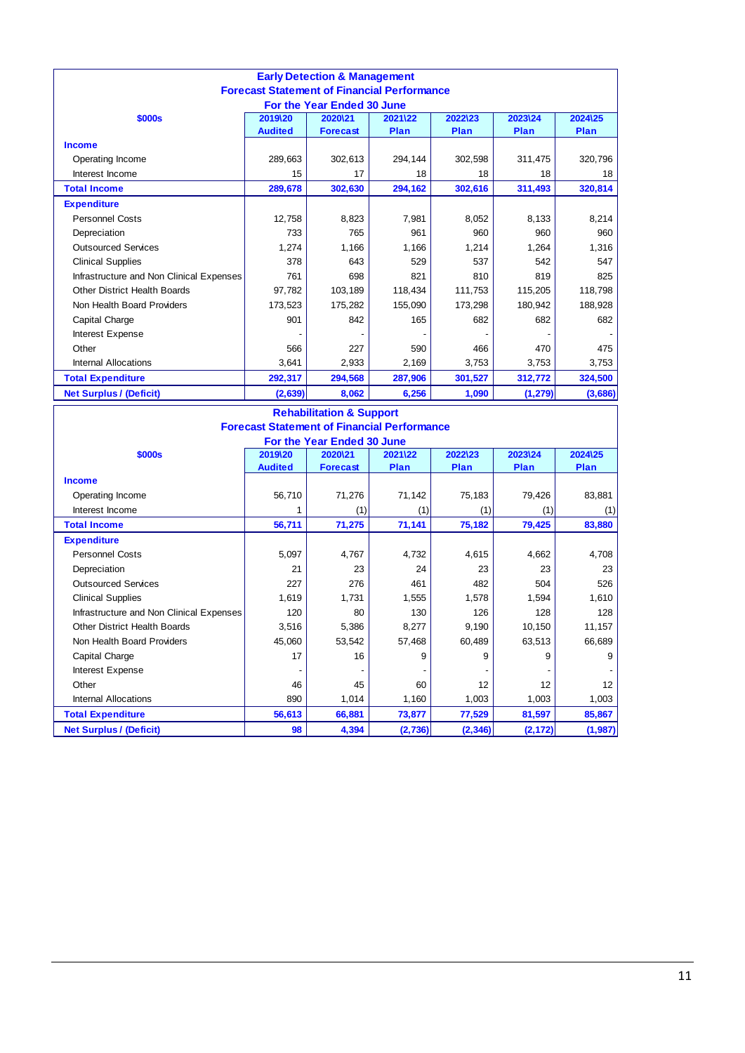## Early Detection & Management

### Forecast Statement of Financial Performance

### For the Year Ended 30 June

| $000s | 2019\20 Audited | 2020\21 Forecast | 2021\22 Plan | 2022\23 Plan | 2023\24 Plan | 2024\25 Plan |
|---|---|---|---|---|---|---|
| **Income** | | | | | | |
| Operating Income | 289,663 | 302,613 | 294,144 | 302,598 | 311,475 | 320,796 |
| Interest Income | 15 | 17 | 18 | 18 | 18 | 18 |
| **Total Income** | **289,678** | **302,630** | **294,162** | **302,616** | **311,493** | **320,814** |
| **Expenditure** | | | | | | |
| Personnel Costs | 12,758 | 8,823 | 7,981 | 8,052 | 8,133 | 8,214 |
| Depreciation | 733 | 765 | 961 | 960 | 960 | 960 |
| Outsourced Services | 1,274 | 1,166 | 1,166 | 1,214 | 1,264 | 1,316 |
| Clinical Supplies | 378 | 643 | 529 | 537 | 542 | 547 |
| Infrastructure and Non Clinical Expenses | 761 | 698 | 821 | 810 | 819 | 825 |
| Other District Health Boards | 97,782 | 103,189 | 118,434 | 111,753 | 115,205 | 118,798 |
| Non Health Board Providers | 173,523 | 175,282 | 155,090 | 173,298 | 180,942 | 188,928 |
| Capital Charge | 901 | 842 | 165 | 682 | 682 | 682 |
| Interest Expense | - | - | - | - | - | - |
| Other | 566 | 227 | 590 | 466 | 470 | 475 |
| Internal Allocations | 3,641 | 2,933 | 2,169 | 3,753 | 3,753 | 3,753 |
| **Total Expenditure** | **292,317** | **294,568** | **287,906** | **301,527** | **312,772** | **324,500** |
| **Net Surplus / (Deficit)** | **(2,639)** | **8,062** | **6,256** | **1,090** | **(1,279)** | **(3,686)** |

## Rehabilitation & Support

### Forecast Statement of Financial Performance

### For the Year Ended 30 June

| $000s | 2019\20 Audited | 2020\21 Forecast | 2021\22 Plan | 2022\23 Plan | 2023\24 Plan | 2024\25 Plan |
|---|---|---|---|---|---|---|
| **Income** | | | | | | |
| Operating Income | 56,710 | 71,276 | 71,142 | 75,183 | 79,426 | 83,881 |
| Interest Income | 1 | (1) | (1) | (1) | (1) | (1) |
| **Total Income** | **56,711** | **71,275** | **71,141** | **75,182** | **79,425** | **83,880** |
| **Expenditure** | | | | | | |
| Personnel Costs | 5,097 | 4,767 | 4,732 | 4,615 | 4,662 | 4,708 |
| Depreciation | 21 | 23 | 24 | 23 | 23 | 23 |
| Outsourced Services | 227 | 276 | 461 | 482 | 504 | 526 |
| Clinical Supplies | 1,619 | 1,731 | 1,555 | 1,578 | 1,594 | 1,610 |
| Infrastructure and Non Clinical Expenses | 120 | 80 | 130 | 126 | 128 | 128 |
| Other District Health Boards | 3,516 | 5,386 | 8,277 | 9,190 | 10,150 | 11,157 |
| Non Health Board Providers | 45,060 | 53,542 | 57,468 | 60,489 | 63,513 | 66,689 |
| Capital Charge | 17 | 16 | 9 | 9 | 9 | 9 |
| Interest Expense | - | - | - | - | - | - |
| Other | 46 | 45 | 60 | 12 | 12 | 12 |
| Internal Allocations | 890 | 1,014 | 1,160 | 1,003 | 1,003 | 1,003 |
| **Total Expenditure** | **56,613** | **66,881** | **73,877** | **77,529** | **81,597** | **85,867** |
| **Net Surplus / (Deficit)** | **98** | **4,394** | **(2,736)** | **(2,346)** | **(2,172)** | **(1,987)** |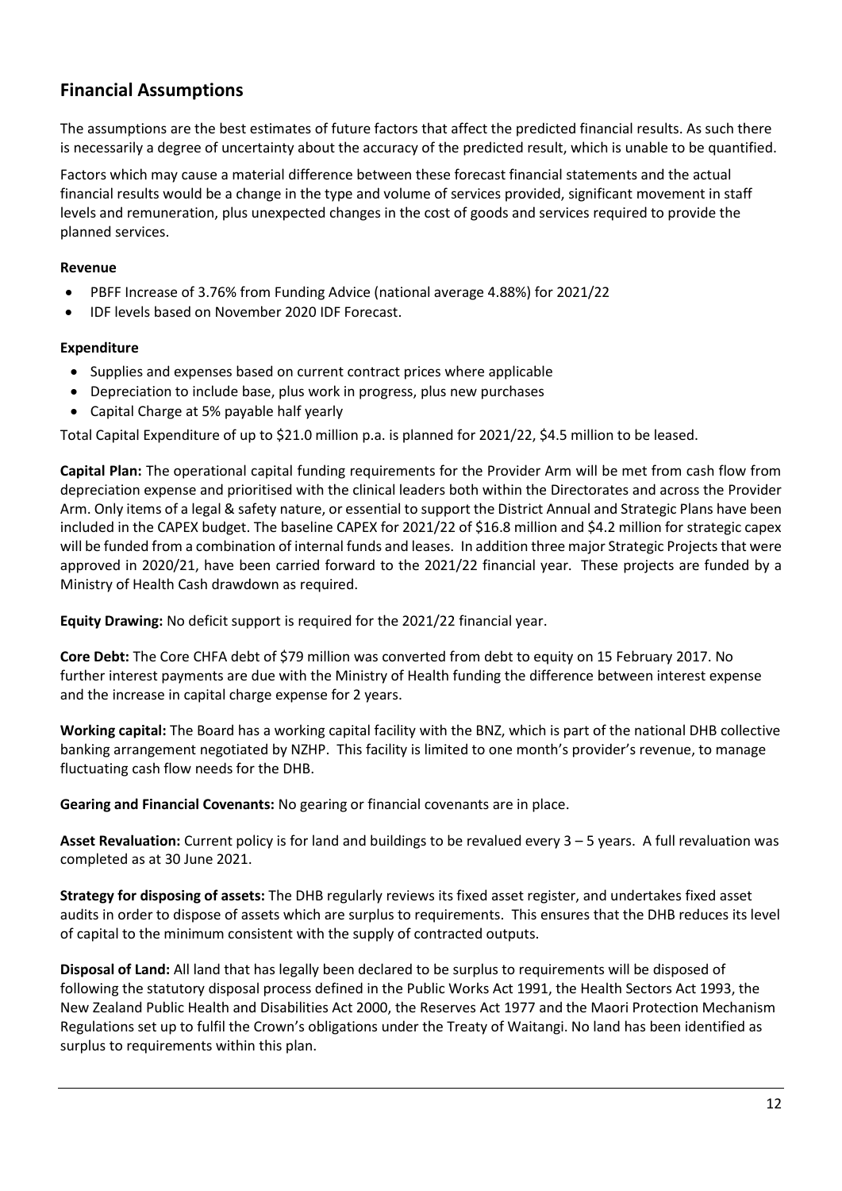## Financial Assumptions

The assumptions are the best estimates of future factors that affect the predicted financial results. As such there is necessarily a degree of uncertainty about the accuracy of the predicted result, which is unable to be quantified.

Factors which may cause a material difference between these forecast financial statements and the actual financial results would be a change in the type and volume of services provided, significant movement in staff levels and remuneration, plus unexpected changes in the cost of goods and services required to provide the planned services.

**Revenue**

- PBFF Increase of 3.76% from Funding Advice (national average 4.88%) for 2021/22
- IDF levels based on November 2020 IDF Forecast.

**Expenditure**

- Supplies and expenses based on current contract prices where applicable
- Depreciation to include base, plus work in progress, plus new purchases
- Capital Charge at 5% payable half yearly

Total Capital Expenditure of up to $21.0 million p.a. is planned for 2021/22, $4.5 million to be leased.

**Capital Plan:** The operational capital funding requirements for the Provider Arm will be met from cash flow from depreciation expense and prioritised with the clinical leaders both within the Directorates and across the Provider Arm. Only items of a legal & safety nature, or essential to support the District Annual and Strategic Plans have been included in the CAPEX budget. The baseline CAPEX for 2021/22 of $16.8 million and $4.2 million for strategic capex will be funded from a combination of internal funds and leases. In addition three major Strategic Projects that were approved in 2020/21, have been carried forward to the 2021/22 financial year. These projects are funded by a Ministry of Health Cash drawdown as required.

**Equity Drawing:** No deficit support is required for the 2021/22 financial year.

**Core Debt:** The Core CHFA debt of $79 million was converted from debt to equity on 15 February 2017. No further interest payments are due with the Ministry of Health funding the difference between interest expense and the increase in capital charge expense for 2 years.

**Working capital:** The Board has a working capital facility with the BNZ, which is part of the national DHB collective banking arrangement negotiated by NZHP. This facility is limited to one month's provider's revenue, to manage fluctuating cash flow needs for the DHB.

**Gearing and Financial Covenants:** No gearing or financial covenants are in place.

**Asset Revaluation:** Current policy is for land and buildings to be revalued every 3 – 5 years. A full revaluation was completed as at 30 June 2021.

**Strategy for disposing of assets:** The DHB regularly reviews its fixed asset register, and undertakes fixed asset audits in order to dispose of assets which are surplus to requirements. This ensures that the DHB reduces its level of capital to the minimum consistent with the supply of contracted outputs.

**Disposal of Land:** All land that has legally been declared to be surplus to requirements will be disposed of following the statutory disposal process defined in the Public Works Act 1991, the Health Sectors Act 1993, the New Zealand Public Health and Disabilities Act 2000, the Reserves Act 1977 and the Maori Protection Mechanism Regulations set up to fulfil the Crown's obligations under the Treaty of Waitangi. No land has been identified as surplus to requirements within this plan.